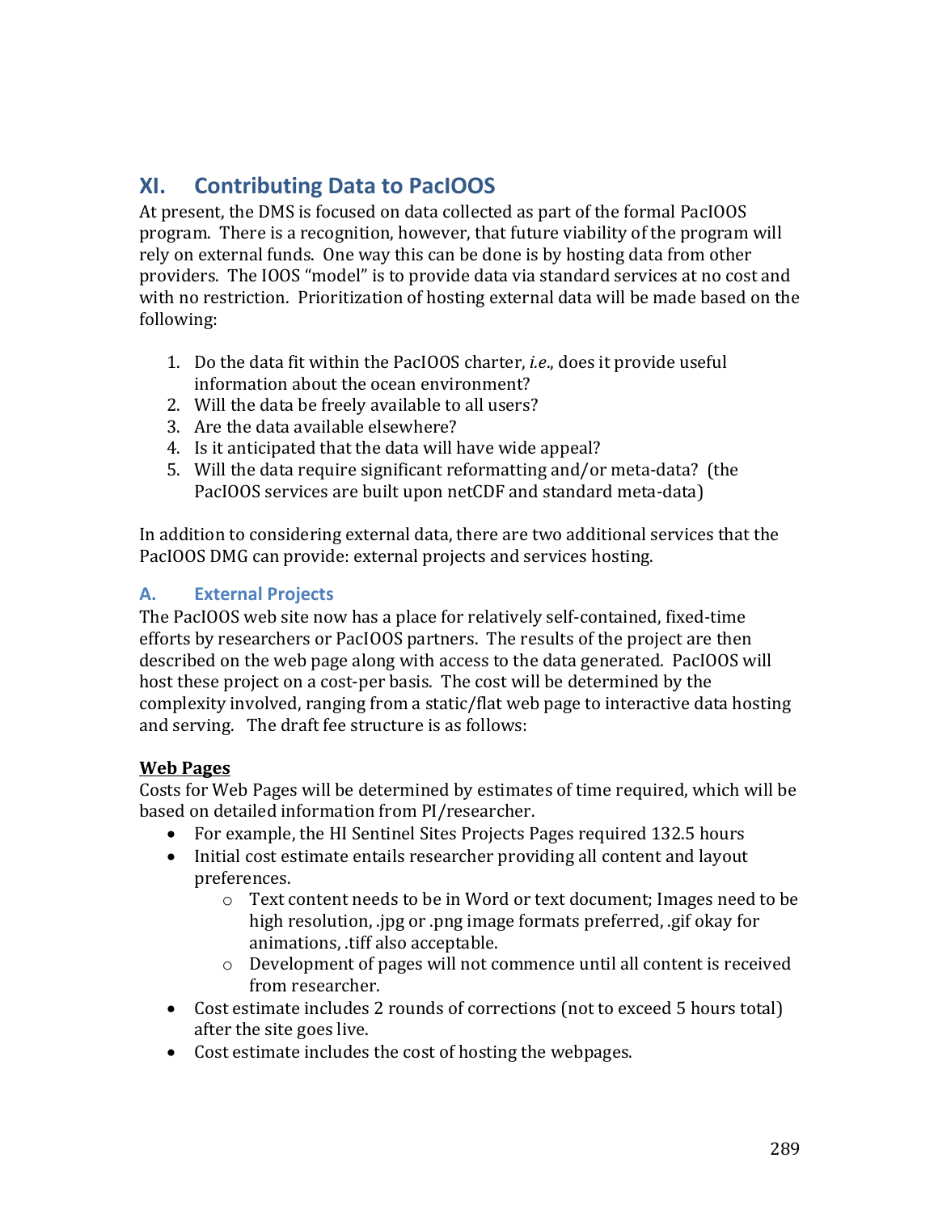# XI. Contributing Data to PacIOOS

At present, the DMS is focused on data collected as part of the formal PacIOOS program. There is a recognition, however, that future viability of the program will rely on external funds. One way this can be done is by hosting data from other providers. The IOOS "model" is to provide data via standard services at no cost and with no restriction. Prioritization of hosting external data will be made based on the following:

1. Do the data fit within the PacIOOS charter, *i.e.*, does it provide useful information about the ocean environment?
2. Will the data be freely available to all users?
3. Are the data available elsewhere?
4. Is it anticipated that the data will have wide appeal?
5. Will the data require significant reformatting and/or meta-data? (the PacIOOS services are built upon netCDF and standard meta-data)

In addition to considering external data, there are two additional services that the PacIOOS DMG can provide: external projects and services hosting.

## A. External Projects

The PacIOOS web site now has a place for relatively self-contained, fixed-time efforts by researchers or PacIOOS partners. The results of the project are then described on the web page along with access to the data generated. PacIOOS will host these project on a cost-per basis. The cost will be determined by the complexity involved, ranging from a static/flat web page to interactive data hosting and serving. The draft fee structure is as follows:

**<u>Web Pages</u>**

Costs for Web Pages will be determined by estimates of time required, which will be based on detailed information from PI/researcher.

- For example, the HI Sentinel Sites Projects Pages required 132.5 hours
- Initial cost estimate entails researcher providing all content and layout preferences.
  - Text content needs to be in Word or text document; Images need to be high resolution, .jpg or .png image formats preferred, .gif okay for animations, .tiff also acceptable.
  - Development of pages will not commence until all content is received from researcher.
- Cost estimate includes 2 rounds of corrections (not to exceed 5 hours total) after the site goes live.
- Cost estimate includes the cost of hosting the webpages.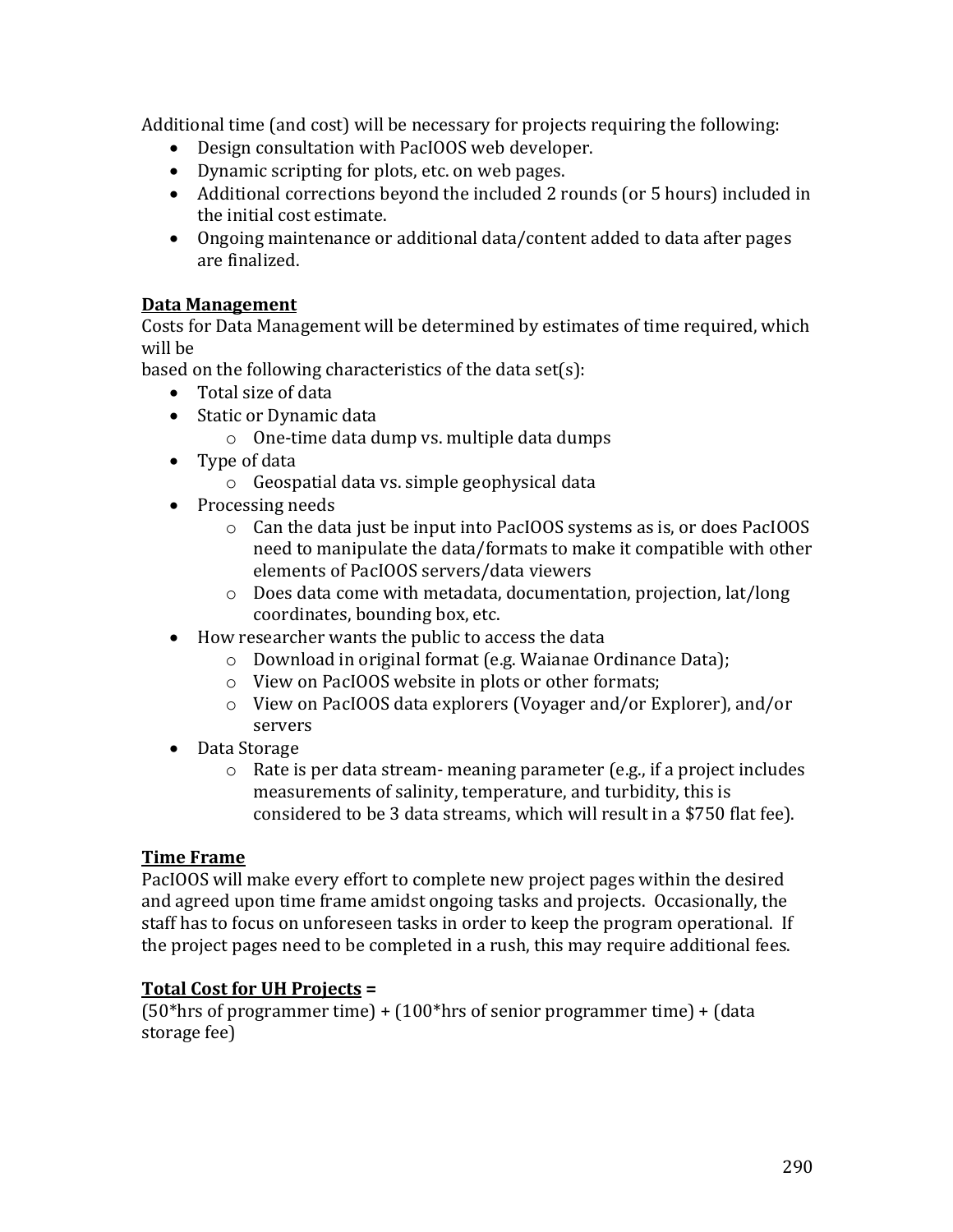Additional time (and cost) will be necessary for projects requiring the following:

- Design consultation with PacIOOS web developer.
- Dynamic scripting for plots, etc. on web pages.
- Additional corrections beyond the included 2 rounds (or 5 hours) included in the initial cost estimate.
- Ongoing maintenance or additional data/content added to data after pages are finalized.

**Data Management**

Costs for Data Management will be determined by estimates of time required, which will be
based on the following characteristics of the data set(s):

- Total size of data
- Static or Dynamic data
  - One-time data dump vs. multiple data dumps
- Type of data
  - Geospatial data vs. simple geophysical data
- Processing needs
  - Can the data just be input into PacIOOS systems as is, or does PacIOOS need to manipulate the data/formats to make it compatible with other elements of PacIOOS servers/data viewers
  - Does data come with metadata, documentation, projection, lat/long coordinates, bounding box, etc.
- How researcher wants the public to access the data
  - Download in original format (e.g. Waianae Ordinance Data);
  - View on PacIOOS website in plots or other formats;
  - View on PacIOOS data explorers (Voyager and/or Explorer), and/or servers
- Data Storage
  - Rate is per data stream- meaning parameter (e.g., if a project includes measurements of salinity, temperature, and turbidity, this is considered to be 3 data streams, which will result in a $750 flat fee).

**Time Frame**

PacIOOS will make every effort to complete new project pages within the desired and agreed upon time frame amidst ongoing tasks and projects. Occasionally, the staff has to focus on unforeseen tasks in order to keep the program operational. If the project pages need to be completed in a rush, this may require additional fees.

**Total Cost for UH Projects =**

(50*hrs of programmer time) + (100*hrs of senior programmer time) + (data storage fee)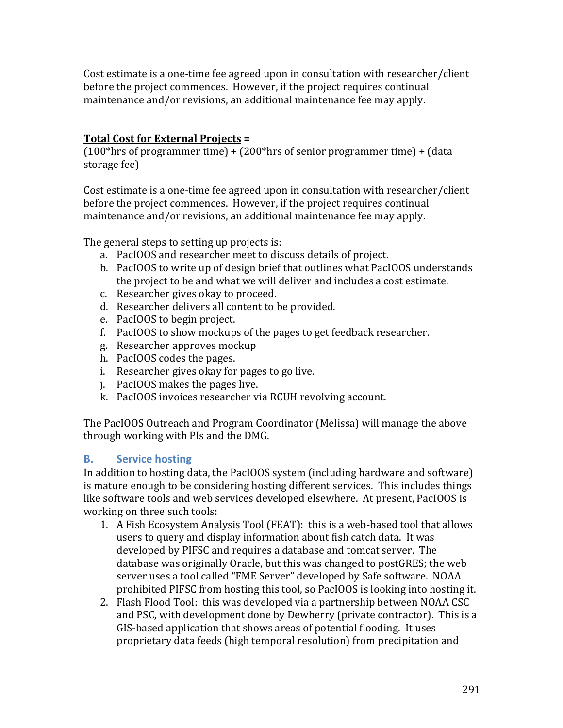Cost estimate is a one-time fee agreed upon in consultation with researcher/client before the project commences. However, if the project requires continual maintenance and/or revisions, an additional maintenance fee may apply.

**Total Cost for External Projects =**
(100*hrs of programmer time) + (200*hrs of senior programmer time) + (data storage fee)

Cost estimate is a one-time fee agreed upon in consultation with researcher/client before the project commences. However, if the project requires continual maintenance and/or revisions, an additional maintenance fee may apply.

The general steps to setting up projects is:

a. PacIOOS and researcher meet to discuss details of project.
b. PacIOOS to write up of design brief that outlines what PacIOOS understands the project to be and what we will deliver and includes a cost estimate.
c. Researcher gives okay to proceed.
d. Researcher delivers all content to be provided.
e. PacIOOS to begin project.
f. PacIOOS to show mockups of the pages to get feedback researcher.
g. Researcher approves mockup
h. PacIOOS codes the pages.
i. Researcher gives okay for pages to go live.
j. PacIOOS makes the pages live.
k. PacIOOS invoices researcher via RCUH revolving account.

The PacIOOS Outreach and Program Coordinator (Melissa) will manage the above through working with PIs and the DMG.

### B. Service hosting

In addition to hosting data, the PacIOOS system (including hardware and software) is mature enough to be considering hosting different services. This includes things like software tools and web services developed elsewhere. At present, PacIOOS is working on three such tools:

1. A Fish Ecosystem Analysis Tool (FEAT): this is a web-based tool that allows users to query and display information about fish catch data. It was developed by PIFSC and requires a database and tomcat server. The database was originally Oracle, but this was changed to postGRES; the web server uses a tool called "FME Server" developed by Safe software. NOAA prohibited PIFSC from hosting this tool, so PacIOOS is looking into hosting it.
2. Flash Flood Tool: this was developed via a partnership between NOAA CSC and PSC, with development done by Dewberry (private contractor). This is a GIS-based application that shows areas of potential flooding. It uses proprietary data feeds (high temporal resolution) from precipitation and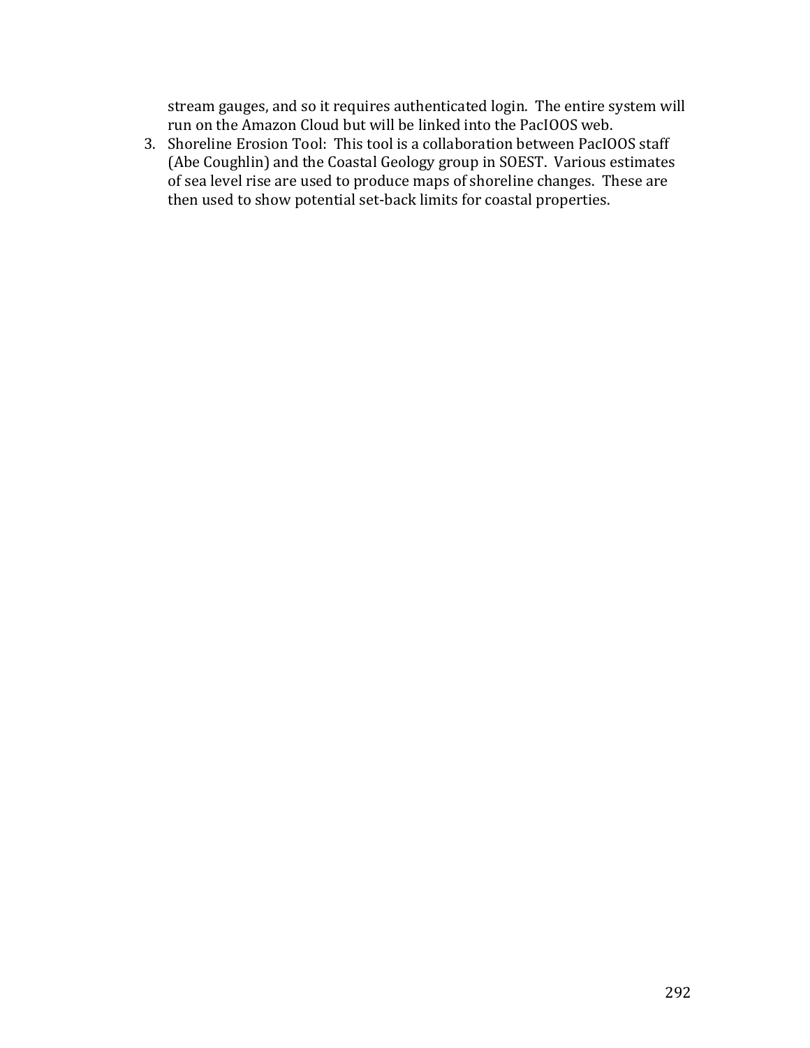stream gauges, and so it requires authenticated login. The entire system will run on the Amazon Cloud but will be linked into the PacIOOS web.

3. Shoreline Erosion Tool: This tool is a collaboration between PacIOOS staff (Abe Coughlin) and the Coastal Geology group in SOEST. Various estimates of sea level rise are used to produce maps of shoreline changes. These are then used to show potential set-back limits for coastal properties.